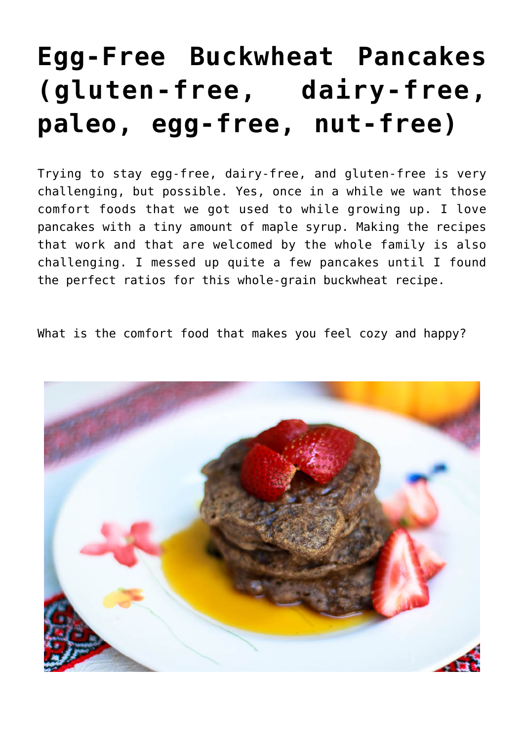# Egg-Free Buckwheat Pancakes (gluten-free, dairy-free, paleo, egg-free, nut-free)

Trying to stay egg-free, dairy-free, and gluten-free is very challenging, but possible. Yes, once in a while we want those comfort foods that we got used to while growing up. I love pancakes with a tiny amount of maple syrup. Making the recipes that work and that are welcomed by the whole family is also challenging. I messed up quite a few pancakes until I found the perfect ratios for this whole-grain buckwheat recipe.

What is the comfort food that makes you feel cozy and happy?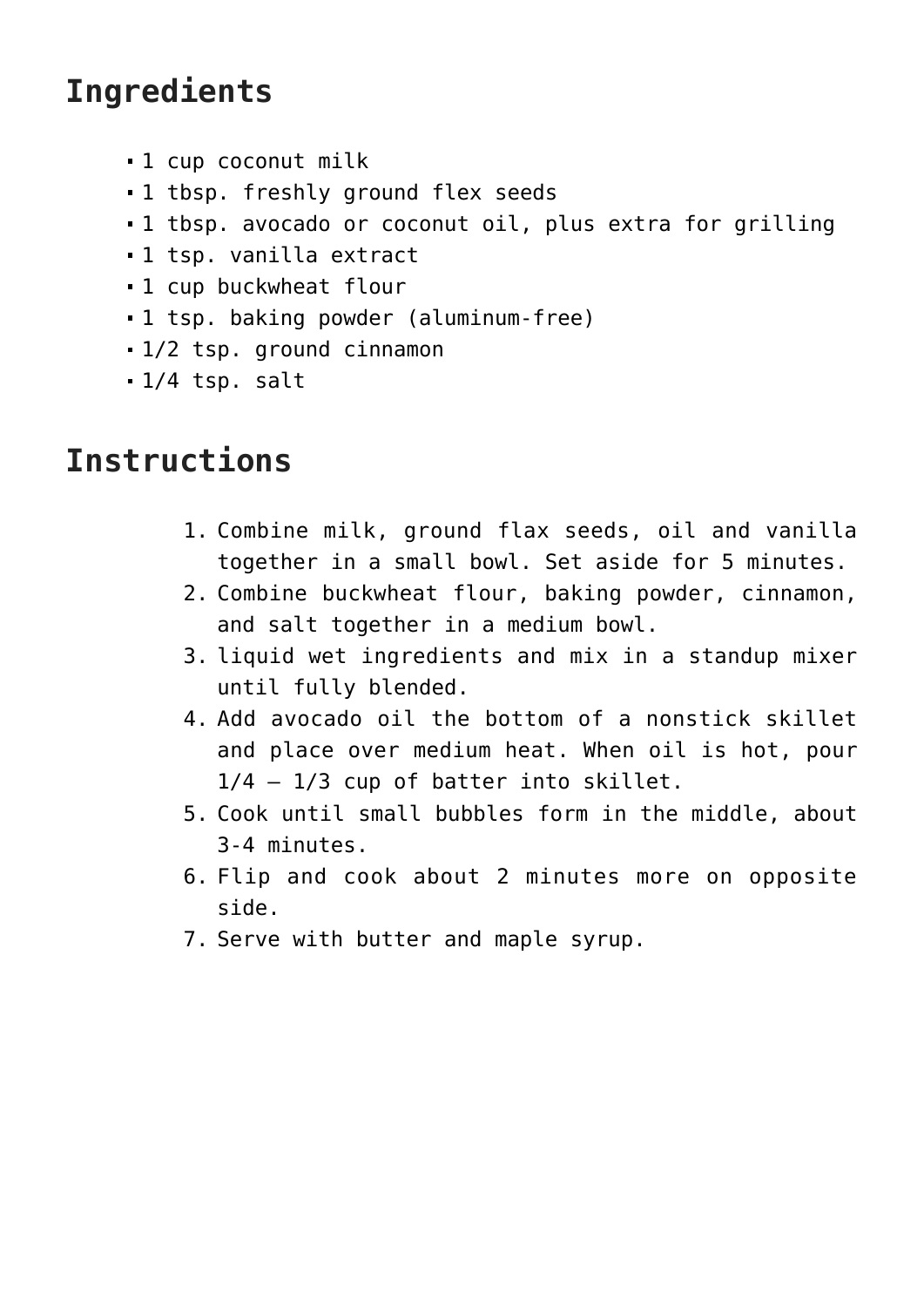## Ingredients

- 1 cup coconut milk
- 1 tbsp. freshly ground flex seeds
- 1 tbsp. avocado or coconut oil, plus extra for grilling
- 1 tsp. vanilla extract
- 1 cup buckwheat flour
- 1 tsp. baking powder (aluminum-free)
- 1/2 tsp. ground cinnamon
- 1/4 tsp. salt

## Instructions

1. Combine milk, ground flax seeds, oil and vanilla together in a small bowl. Set aside for 5 minutes.
2. Combine buckwheat flour, baking powder, cinnamon, and salt together in a medium bowl.
3. liquid wet ingredients and mix in a standup mixer until fully blended.
4. Add avocado oil the bottom of a nonstick skillet and place over medium heat. When oil is hot, pour 1/4 – 1/3 cup of batter into skillet.
5. Cook until small bubbles form in the middle, about 3-4 minutes.
6. Flip and cook about 2 minutes more on opposite side.
7. Serve with butter and maple syrup.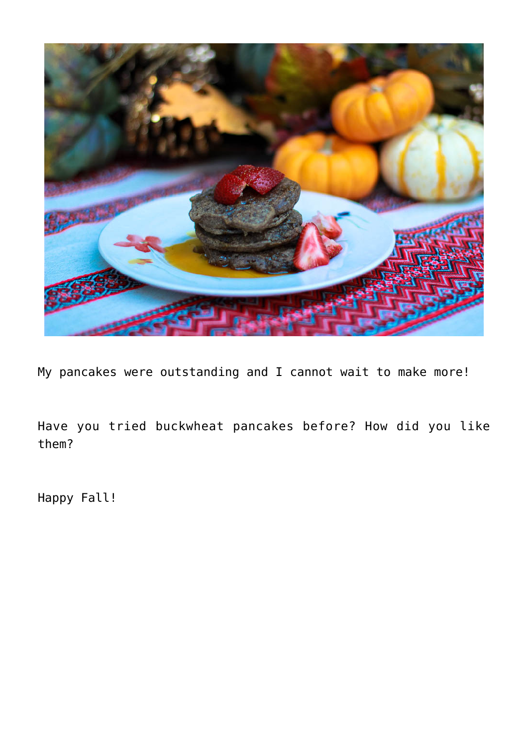My pancakes were outstanding and I cannot wait to make more!

Have you tried buckwheat pancakes before? How did you like them?

Happy Fall!